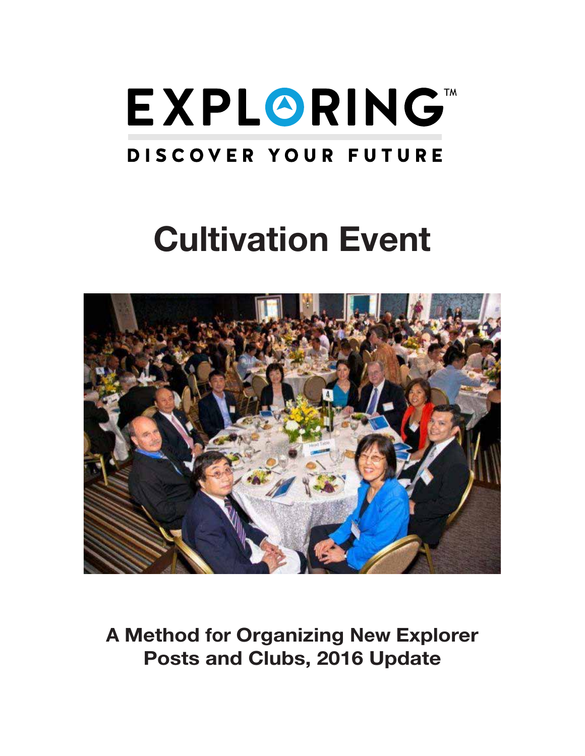# EXPLORING™

DISCOVER YOUR FUTURE

# Cultivation Event

## A Method for Organizing New Explorer Posts and Clubs, 2016 Update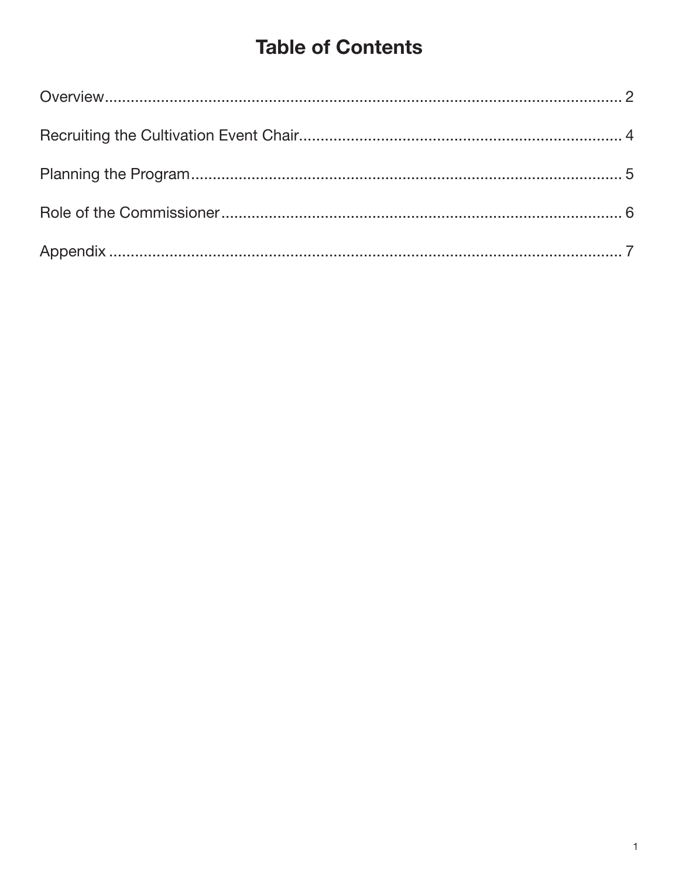# Table of Contents

Overview .......... 2

Recruiting the Cultivation Event Chair .......... 4

Planning the Program .......... 5

Role of the Commissioner .......... 6

Appendix .......... 7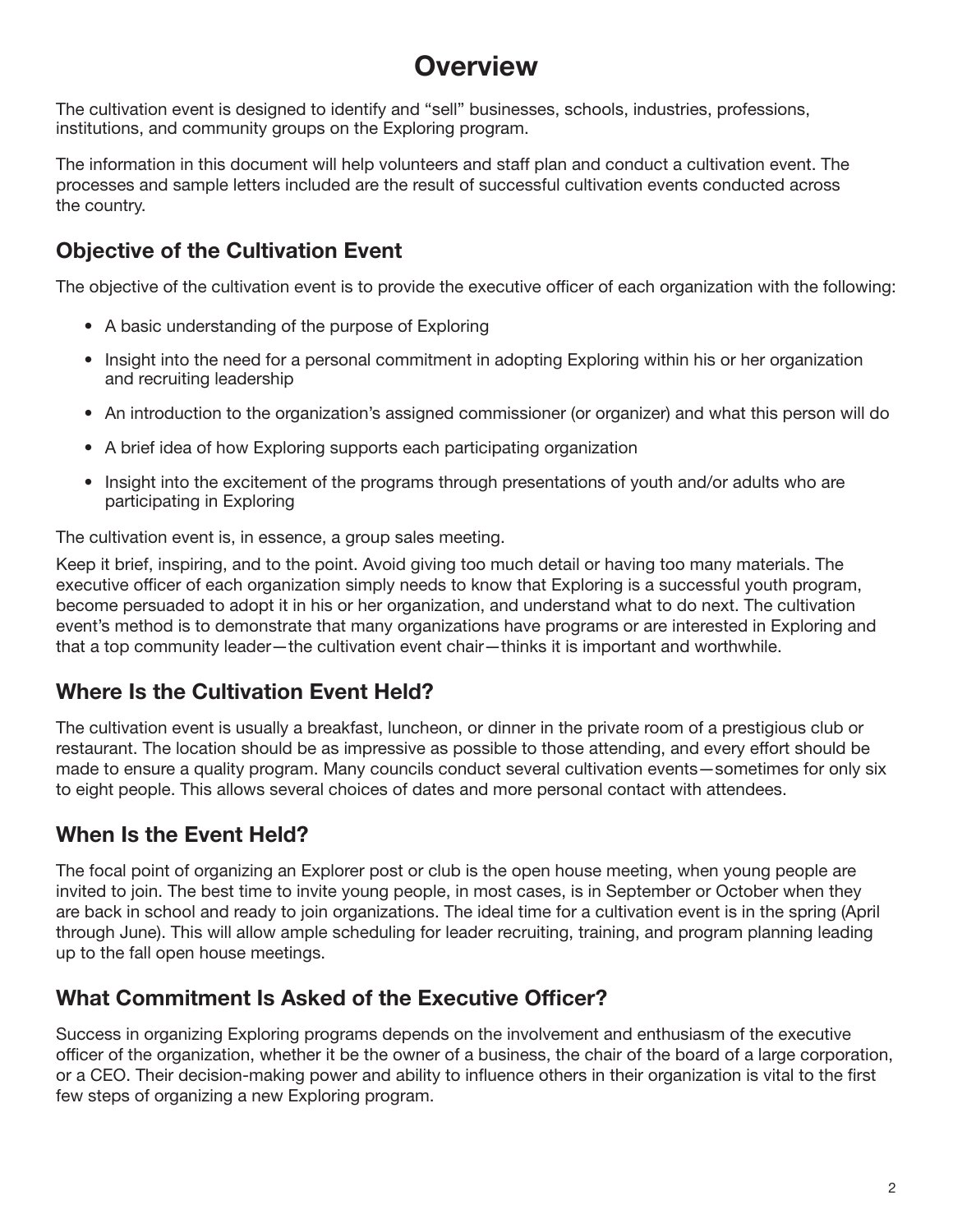# Overview

The cultivation event is designed to identify and "sell" businesses, schools, industries, professions, institutions, and community groups on the Exploring program.

The information in this document will help volunteers and staff plan and conduct a cultivation event. The processes and sample letters included are the result of successful cultivation events conducted across the country.

## Objective of the Cultivation Event

The objective of the cultivation event is to provide the executive officer of each organization with the following:

- A basic understanding of the purpose of Exploring
- Insight into the need for a personal commitment in adopting Exploring within his or her organization and recruiting leadership
- An introduction to the organization's assigned commissioner (or organizer) and what this person will do
- A brief idea of how Exploring supports each participating organization
- Insight into the excitement of the programs through presentations of youth and/or adults who are participating in Exploring

The cultivation event is, in essence, a group sales meeting.

Keep it brief, inspiring, and to the point. Avoid giving too much detail or having too many materials. The executive officer of each organization simply needs to know that Exploring is a successful youth program, become persuaded to adopt it in his or her organization, and understand what to do next. The cultivation event's method is to demonstrate that many organizations have programs or are interested in Exploring and that a top community leader—the cultivation event chair—thinks it is important and worthwhile.

## Where Is the Cultivation Event Held?

The cultivation event is usually a breakfast, luncheon, or dinner in the private room of a prestigious club or restaurant. The location should be as impressive as possible to those attending, and every effort should be made to ensure a quality program. Many councils conduct several cultivation events—sometimes for only six to eight people. This allows several choices of dates and more personal contact with attendees.

## When Is the Event Held?

The focal point of organizing an Explorer post or club is the open house meeting, when young people are invited to join. The best time to invite young people, in most cases, is in September or October when they are back in school and ready to join organizations. The ideal time for a cultivation event is in the spring (April through June). This will allow ample scheduling for leader recruiting, training, and program planning leading up to the fall open house meetings.

## What Commitment Is Asked of the Executive Officer?

Success in organizing Exploring programs depends on the involvement and enthusiasm of the executive officer of the organization, whether it be the owner of a business, the chair of the board of a large corporation, or a CEO. Their decision-making power and ability to influence others in their organization is vital to the first few steps of organizing a new Exploring program.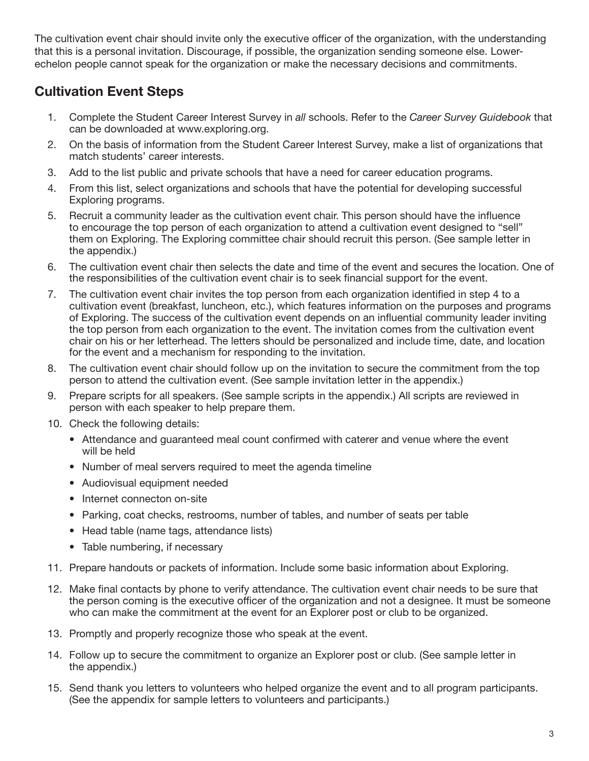The cultivation event chair should invite only the executive officer of the organization, with the understanding that this is a personal invitation. Discourage, if possible, the organization sending someone else. Lower-echelon people cannot speak for the organization or make the necessary decisions and commitments.

## Cultivation Event Steps

1. Complete the Student Career Interest Survey in *all* schools. Refer to the *Career Survey Guidebook* that can be downloaded at www.exploring.org.
2. On the basis of information from the Student Career Interest Survey, make a list of organizations that match students' career interests.
3. Add to the list public and private schools that have a need for career education programs.
4. From this list, select organizations and schools that have the potential for developing successful Exploring programs.
5. Recruit a community leader as the cultivation event chair. This person should have the influence to encourage the top person of each organization to attend a cultivation event designed to "sell" them on Exploring. The Exploring committee chair should recruit this person. (See sample letter in the appendix.)
6. The cultivation event chair then selects the date and time of the event and secures the location. One of the responsibilities of the cultivation event chair is to seek financial support for the event.
7. The cultivation event chair invites the top person from each organization identified in step 4 to a cultivation event (breakfast, luncheon, etc.), which features information on the purposes and programs of Exploring. The success of the cultivation event depends on an influential community leader inviting the top person from each organization to the event. The invitation comes from the cultivation event chair on his or her letterhead. The letters should be personalized and include time, date, and location for the event and a mechanism for responding to the invitation.
8. The cultivation event chair should follow up on the invitation to secure the commitment from the top person to attend the cultivation event. (See sample invitation letter in the appendix.)
9. Prepare scripts for all speakers. (See sample scripts in the appendix.) All scripts are reviewed in person with each speaker to help prepare them.
10. Check the following details:
    - Attendance and guaranteed meal count confirmed with caterer and venue where the event will be held
    - Number of meal servers required to meet the agenda timeline
    - Audiovisual equipment needed
    - Internet connecton on-site
    - Parking, coat checks, restrooms, number of tables, and number of seats per table
    - Head table (name tags, attendance lists)
    - Table numbering, if necessary
11. Prepare handouts or packets of information. Include some basic information about Exploring.
12. Make final contacts by phone to verify attendance. The cultivation event chair needs to be sure that the person coming is the executive officer of the organization and not a designee. It must be someone who can make the commitment at the event for an Explorer post or club to be organized.
13. Promptly and properly recognize those who speak at the event.
14. Follow up to secure the commitment to organize an Explorer post or club. (See sample letter in the appendix.)
15. Send thank you letters to volunteers who helped organize the event and to all program participants. (See the appendix for sample letters to volunteers and participants.)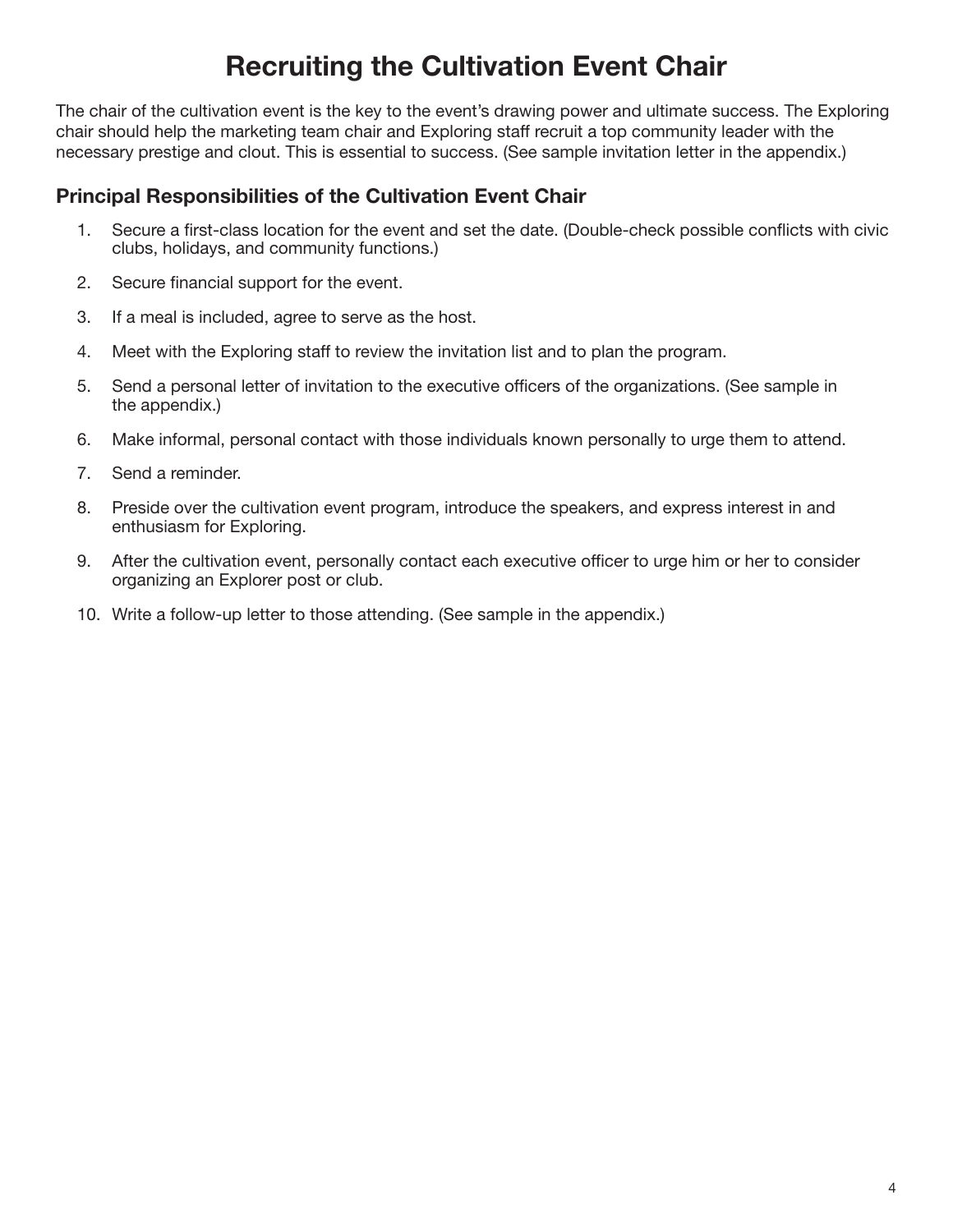# Recruiting the Cultivation Event Chair

The chair of the cultivation event is the key to the event's drawing power and ultimate success. The Exploring chair should help the marketing team chair and Exploring staff recruit a top community leader with the necessary prestige and clout. This is essential to success. (See sample invitation letter in the appendix.)

## Principal Responsibilities of the Cultivation Event Chair

1. Secure a first-class location for the event and set the date. (Double-check possible conflicts with civic clubs, holidays, and community functions.)
2. Secure financial support for the event.
3. If a meal is included, agree to serve as the host.
4. Meet with the Exploring staff to review the invitation list and to plan the program.
5. Send a personal letter of invitation to the executive officers of the organizations. (See sample in the appendix.)
6. Make informal, personal contact with those individuals known personally to urge them to attend.
7. Send a reminder.
8. Preside over the cultivation event program, introduce the speakers, and express interest in and enthusiasm for Exploring.
9. After the cultivation event, personally contact each executive officer to urge him or her to consider organizing an Explorer post or club.
10. Write a follow-up letter to those attending. (See sample in the appendix.)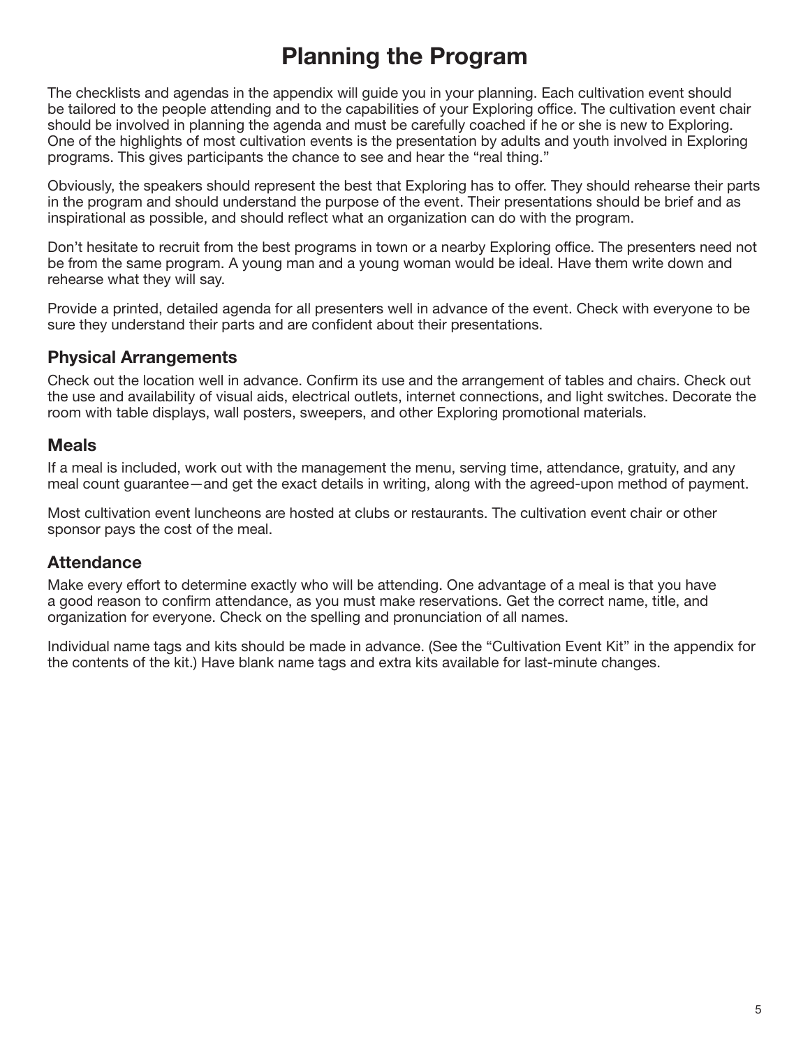# Planning the Program

The checklists and agendas in the appendix will guide you in your planning. Each cultivation event should be tailored to the people attending and to the capabilities of your Exploring office. The cultivation event chair should be involved in planning the agenda and must be carefully coached if he or she is new to Exploring. One of the highlights of most cultivation events is the presentation by adults and youth involved in Exploring programs. This gives participants the chance to see and hear the "real thing."

Obviously, the speakers should represent the best that Exploring has to offer. They should rehearse their parts in the program and should understand the purpose of the event. Their presentations should be brief and as inspirational as possible, and should reflect what an organization can do with the program.

Don't hesitate to recruit from the best programs in town or a nearby Exploring office. The presenters need not be from the same program. A young man and a young woman would be ideal. Have them write down and rehearse what they will say.

Provide a printed, detailed agenda for all presenters well in advance of the event. Check with everyone to be sure they understand their parts and are confident about their presentations.

## Physical Arrangements

Check out the location well in advance. Confirm its use and the arrangement of tables and chairs. Check out the use and availability of visual aids, electrical outlets, internet connections, and light switches. Decorate the room with table displays, wall posters, sweepers, and other Exploring promotional materials.

## Meals

If a meal is included, work out with the management the menu, serving time, attendance, gratuity, and any meal count guarantee—and get the exact details in writing, along with the agreed-upon method of payment.

Most cultivation event luncheons are hosted at clubs or restaurants. The cultivation event chair or other sponsor pays the cost of the meal.

## Attendance

Make every effort to determine exactly who will be attending. One advantage of a meal is that you have a good reason to confirm attendance, as you must make reservations. Get the correct name, title, and organization for everyone. Check on the spelling and pronunciation of all names.

Individual name tags and kits should be made in advance. (See the "Cultivation Event Kit" in the appendix for the contents of the kit.) Have blank name tags and extra kits available for last-minute changes.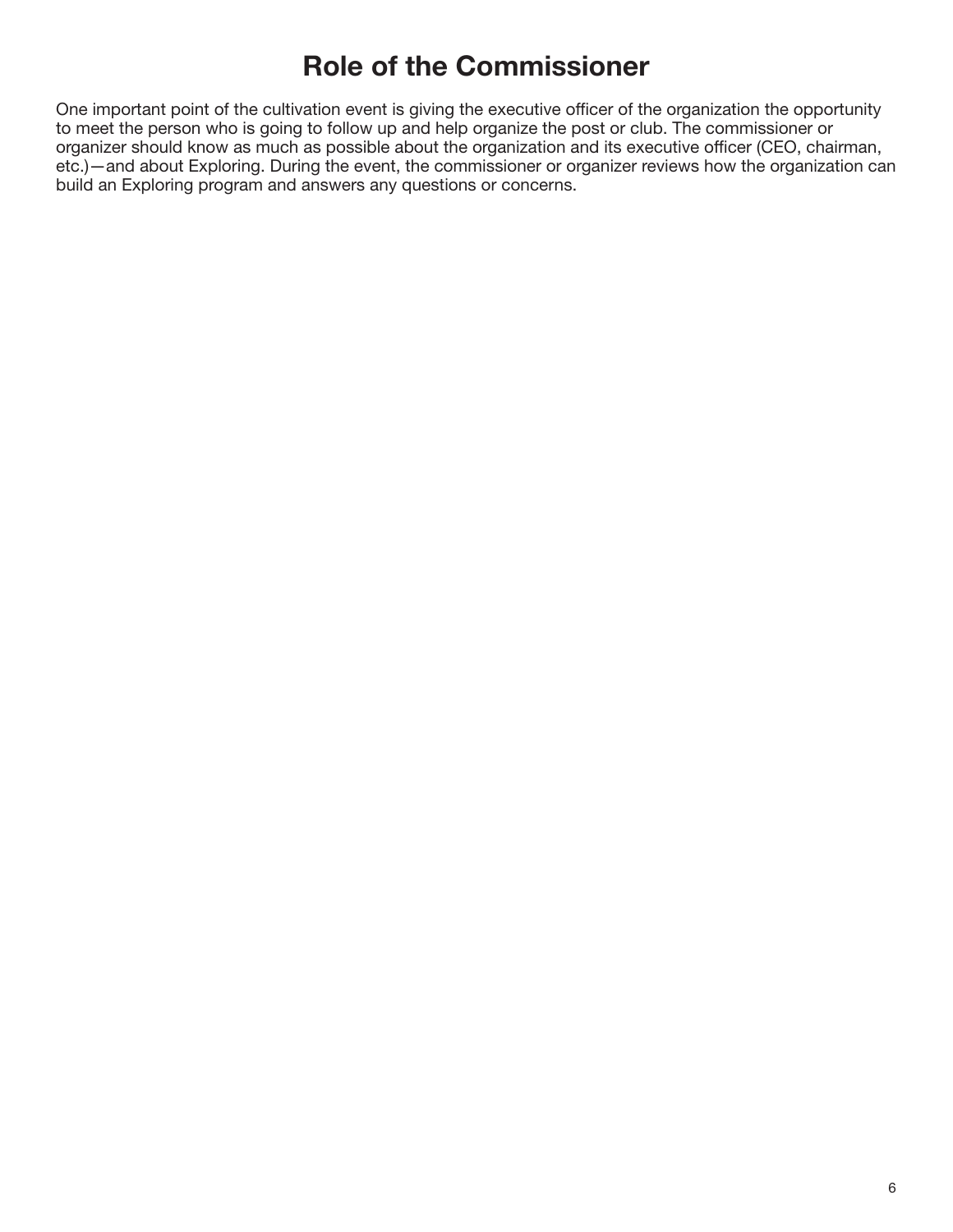# Role of the Commissioner

One important point of the cultivation event is giving the executive officer of the organization the opportunity to meet the person who is going to follow up and help organize the post or club. The commissioner or organizer should know as much as possible about the organization and its executive officer (CEO, chairman, etc.)—and about Exploring. During the event, the commissioner or organizer reviews how the organization can build an Exploring program and answers any questions or concerns.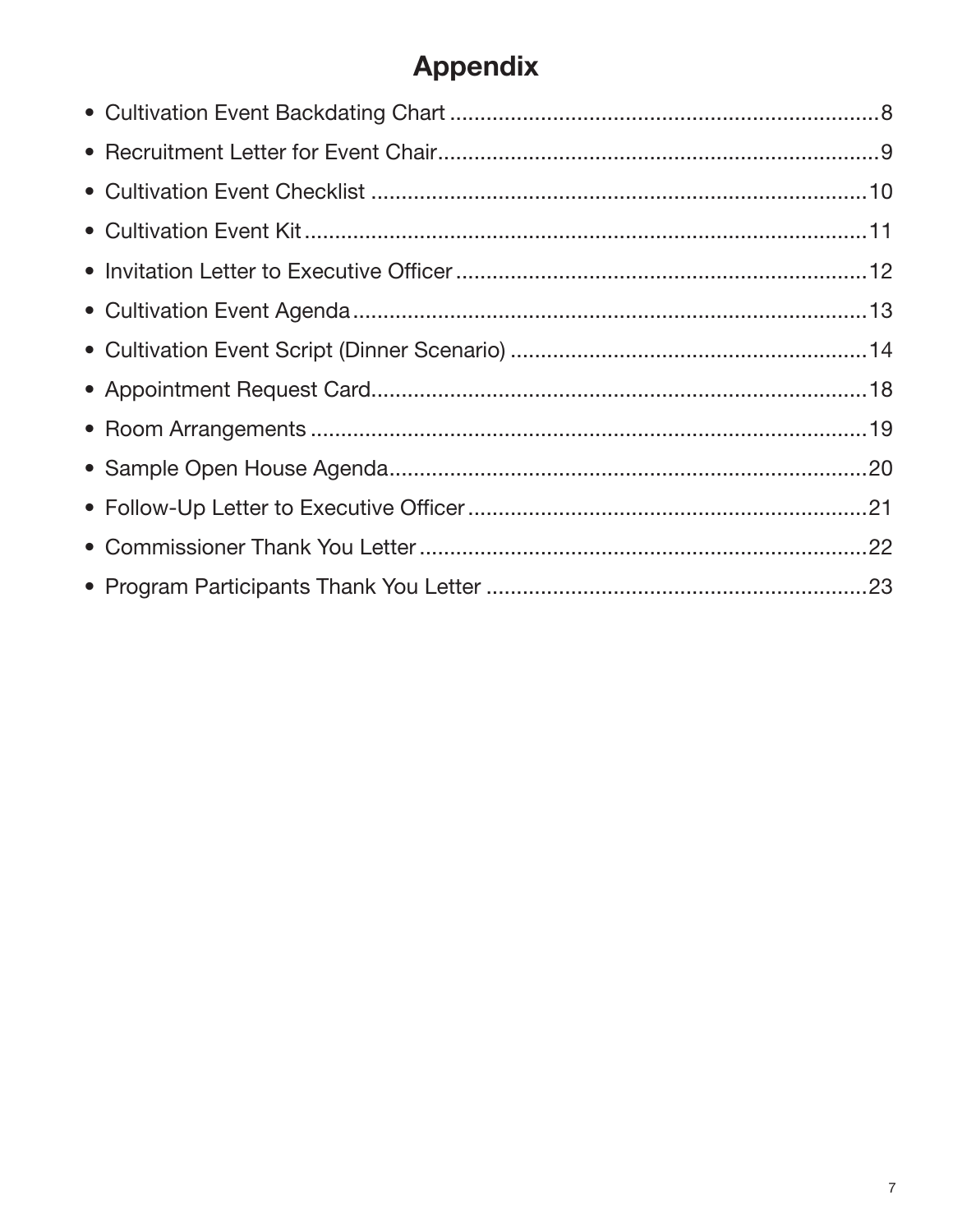# Appendix

- Cultivation Event Backdating Chart ........ 8
- Recruitment Letter for Event Chair ........ 9
- Cultivation Event Checklist ........ 10
- Cultivation Event Kit ........ 11
- Invitation Letter to Executive Officer ........ 12
- Cultivation Event Agenda ........ 13
- Cultivation Event Script (Dinner Scenario) ........ 14
- Appointment Request Card ........ 18
- Room Arrangements ........ 19
- Sample Open House Agenda ........ 20
- Follow-Up Letter to Executive Officer ........ 21
- Commissioner Thank You Letter ........ 22
- Program Participants Thank You Letter ........ 23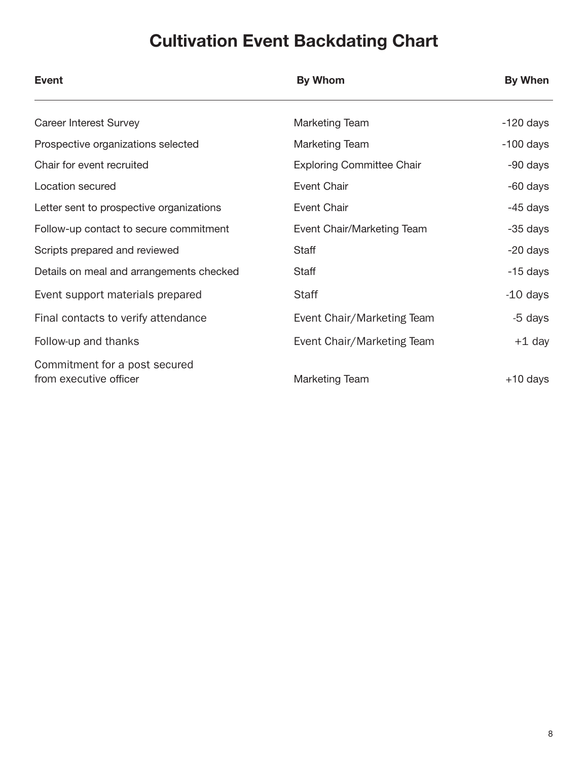# Cultivation Event Backdating Chart

| Event | By Whom | By When |
|---|---|---|
| Career Interest Survey | Marketing Team | -120 days |
| Prospective organizations selected | Marketing Team | -100 days |
| Chair for event recruited | Exploring Committee Chair | -90 days |
| Location secured | Event Chair | -60 days |
| Letter sent to prospective organizations | Event Chair | -45 days |
| Follow-up contact to secure commitment | Event Chair/Marketing Team | -35 days |
| Scripts prepared and reviewed | Staff | -20 days |
| Details on meal and arrangements checked | Staff | -15 days |
| Event support materials prepared | Staff | -10 days |
| Final contacts to verify attendance | Event Chair/Marketing Team | -5 days |
| Follow-up and thanks | Event Chair/Marketing Team | +1 day |
| Commitment for a post secured from executive officer | Marketing Team | +10 days |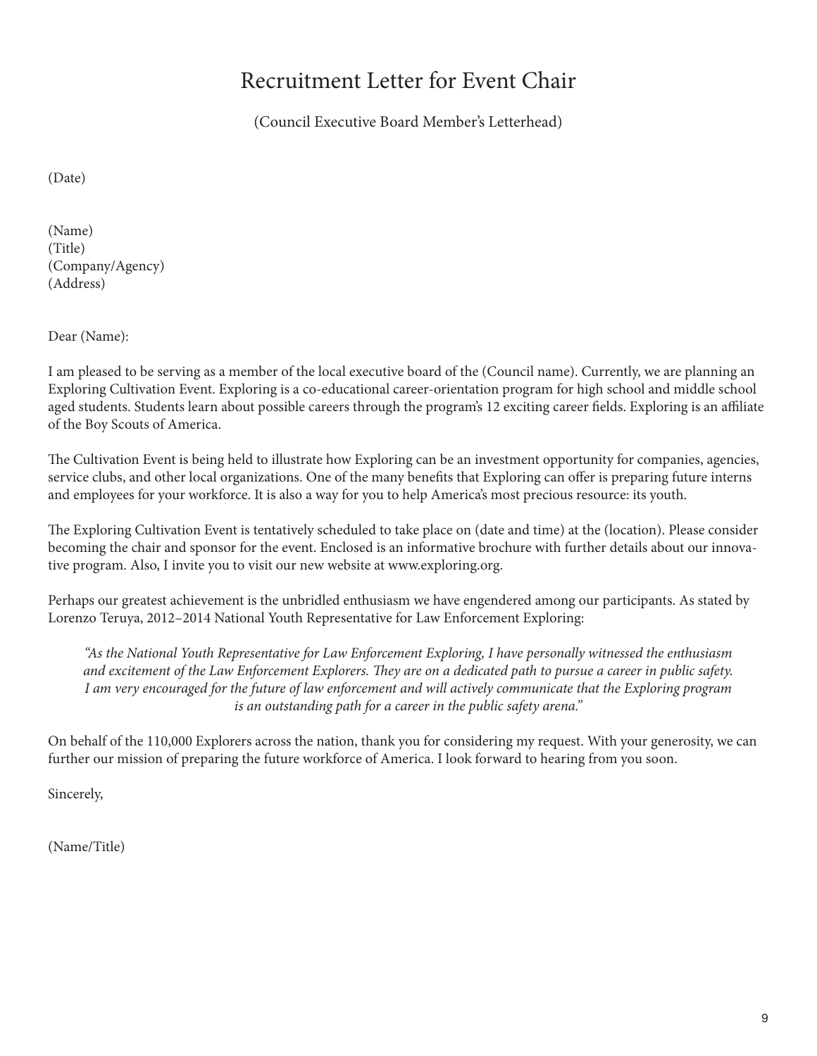# Recruitment Letter for Event Chair

(Council Executive Board Member's Letterhead)

(Date)

(Name)
(Title)
(Company/Agency)
(Address)

Dear (Name):

I am pleased to be serving as a member of the local executive board of the (Council name). Currently, we are planning an Exploring Cultivation Event. Exploring is a co-educational career-orientation program for high school and middle school aged students. Students learn about possible careers through the program's 12 exciting career fields. Exploring is an affiliate of the Boy Scouts of America.

The Cultivation Event is being held to illustrate how Exploring can be an investment opportunity for companies, agencies, service clubs, and other local organizations. One of the many benefits that Exploring can offer is preparing future interns and employees for your workforce. It is also a way for you to help America's most precious resource: its youth.

The Exploring Cultivation Event is tentatively scheduled to take place on (date and time) at the (location). Please consider becoming the chair and sponsor for the event. Enclosed is an informative brochure with further details about our innovative program. Also, I invite you to visit our new website at www.exploring.org.

Perhaps our greatest achievement is the unbridled enthusiasm we have engendered among our participants. As stated by Lorenzo Teruya, 2012–2014 National Youth Representative for Law Enforcement Exploring:

> *"As the National Youth Representative for Law Enforcement Exploring, I have personally witnessed the enthusiasm and excitement of the Law Enforcement Explorers. They are on a dedicated path to pursue a career in public safety. I am very encouraged for the future of law enforcement and will actively communicate that the Exploring program is an outstanding path for a career in the public safety arena."*

On behalf of the 110,000 Explorers across the nation, thank you for considering my request. With your generosity, we can further our mission of preparing the future workforce of America. I look forward to hearing from you soon.

Sincerely,

(Name/Title)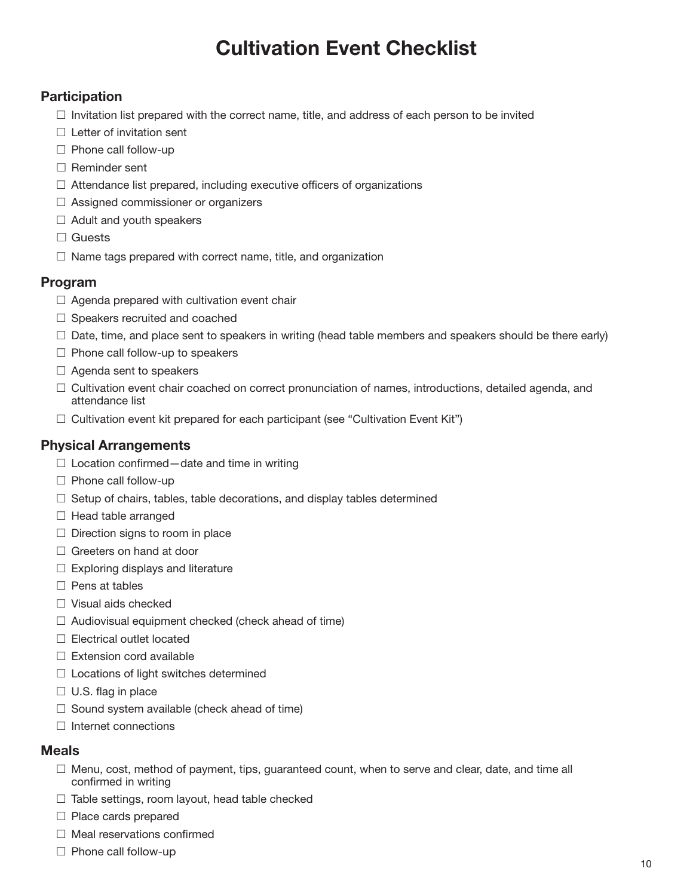# Cultivation Event Checklist

## Participation

- ☐ Invitation list prepared with the correct name, title, and address of each person to be invited
- ☐ Letter of invitation sent
- ☐ Phone call follow-up
- ☐ Reminder sent
- ☐ Attendance list prepared, including executive officers of organizations
- ☐ Assigned commissioner or organizers
- ☐ Adult and youth speakers
- ☐ Guests
- ☐ Name tags prepared with correct name, title, and organization

## Program

- ☐ Agenda prepared with cultivation event chair
- ☐ Speakers recruited and coached
- ☐ Date, time, and place sent to speakers in writing (head table members and speakers should be there early)
- ☐ Phone call follow-up to speakers
- ☐ Agenda sent to speakers
- ☐ Cultivation event chair coached on correct pronunciation of names, introductions, detailed agenda, and attendance list
- ☐ Cultivation event kit prepared for each participant (see "Cultivation Event Kit")

## Physical Arrangements

- ☐ Location confirmed—date and time in writing
- ☐ Phone call follow-up
- ☐ Setup of chairs, tables, table decorations, and display tables determined
- ☐ Head table arranged
- ☐ Direction signs to room in place
- ☐ Greeters on hand at door
- ☐ Exploring displays and literature
- ☐ Pens at tables
- ☐ Visual aids checked
- ☐ Audiovisual equipment checked (check ahead of time)
- ☐ Electrical outlet located
- ☐ Extension cord available
- ☐ Locations of light switches determined
- ☐ U.S. flag in place
- ☐ Sound system available (check ahead of time)
- ☐ Internet connections

## Meals

- ☐ Menu, cost, method of payment, tips, guaranteed count, when to serve and clear, date, and time all confirmed in writing
- ☐ Table settings, room layout, head table checked
- ☐ Place cards prepared
- ☐ Meal reservations confirmed
- ☐ Phone call follow-up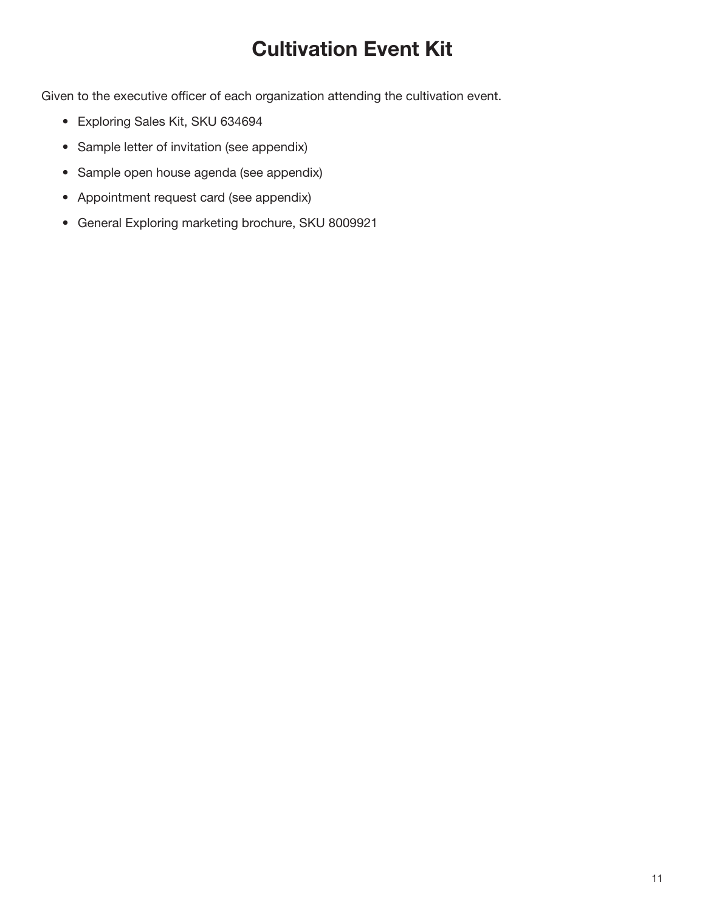# Cultivation Event Kit

Given to the executive officer of each organization attending the cultivation event.

- Exploring Sales Kit, SKU 634694
- Sample letter of invitation (see appendix)
- Sample open house agenda (see appendix)
- Appointment request card (see appendix)
- General Exploring marketing brochure, SKU 8009921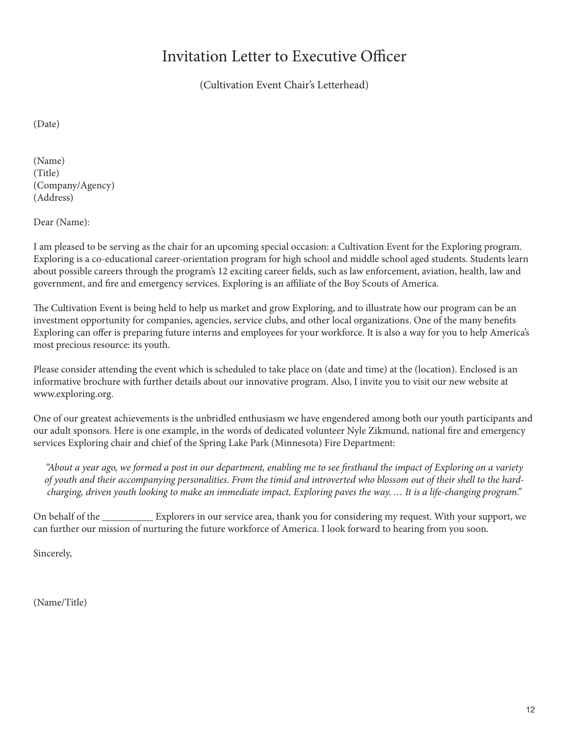# Invitation Letter to Executive Officer

(Cultivation Event Chair's Letterhead)

(Date)

(Name)
(Title)
(Company/Agency)
(Address)

Dear (Name):

I am pleased to be serving as the chair for an upcoming special occasion: a Cultivation Event for the Exploring program. Exploring is a co-educational career-orientation program for high school and middle school aged students. Students learn about possible careers through the program's 12 exciting career fields, such as law enforcement, aviation, health, law and government, and fire and emergency services. Exploring is an affiliate of the Boy Scouts of America.

The Cultivation Event is being held to help us market and grow Exploring, and to illustrate how our program can be an investment opportunity for companies, agencies, service clubs, and other local organizations. One of the many benefits Exploring can offer is preparing future interns and employees for your workforce. It is also a way for you to help America's most precious resource: its youth.

Please consider attending the event which is scheduled to take place on (date and time) at the (location). Enclosed is an informative brochure with further details about our innovative program. Also, I invite you to visit our new website at www.exploring.org.

One of our greatest achievements is the unbridled enthusiasm we have engendered among both our youth participants and our adult sponsors. Here is one example, in the words of dedicated volunteer Nyle Zikmund, national fire and emergency services Exploring chair and chief of the Spring Lake Park (Minnesota) Fire Department:

> *"About a year ago, we formed a post in our department, enabling me to see firsthand the impact of Exploring on a variety of youth and their accompanying personalities. From the timid and introverted who blossom out of their shell to the hard-charging, driven youth looking to make an immediate impact, Exploring paves the way. … It is a life-changing program."*

On behalf of the __________ Explorers in our service area, thank you for considering my request. With your support, we can further our mission of nurturing the future workforce of America. I look forward to hearing from you soon.

Sincerely,

(Name/Title)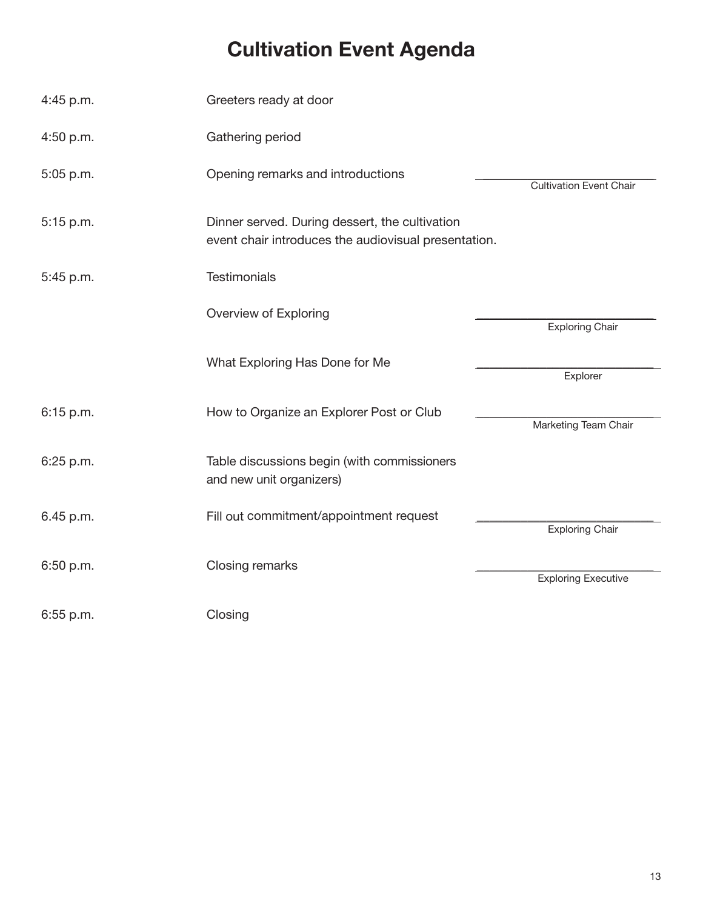# Cultivation Event Agenda

| Time | Activity | Responsible |
|---|---|---|
| 4:45 p.m. | Greeters ready at door | |
| 4:50 p.m. | Gathering period | |
| 5:05 p.m. | Opening remarks and introductions | ______________________ Cultivation Event Chair |
| 5:15 p.m. | Dinner served. During dessert, the cultivation event chair introduces the audiovisual presentation. | |
| 5:45 p.m. | Testimonials | |
| | Overview of Exploring | ______________________ Exploring Chair |
| | What Exploring Has Done for Me | ______________________ Explorer |
| 6:15 p.m. | How to Organize an Explorer Post or Club | ______________________ Marketing Team Chair |
| 6:25 p.m. | Table discussions begin (with commissioners and new unit organizers) | |
| 6.45 p.m. | Fill out commitment/appointment request | ______________________ Exploring Chair |
| 6:50 p.m. | Closing remarks | ______________________ Exploring Executive |
| 6:55 p.m. | Closing | |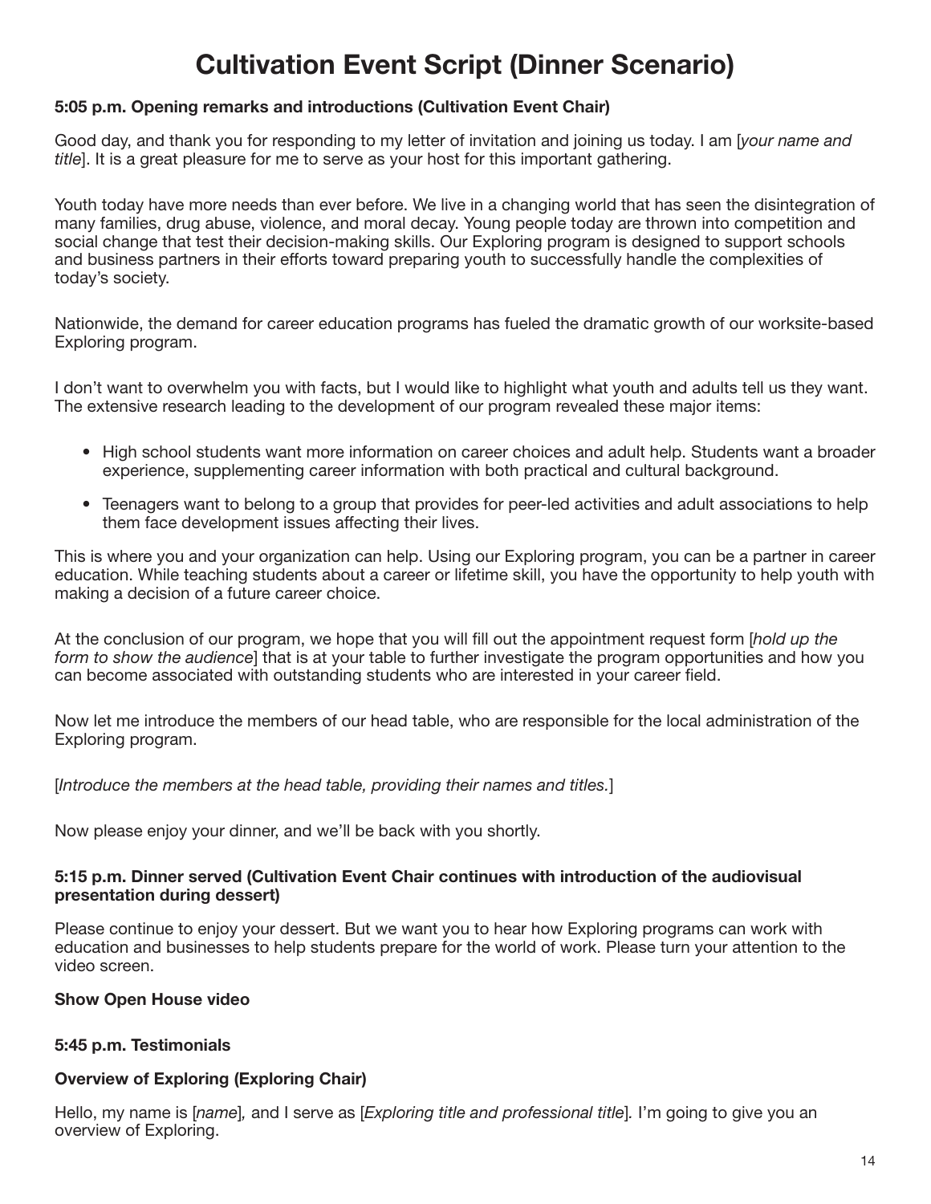# Cultivation Event Script (Dinner Scenario)

**5:05 p.m. Opening remarks and introductions (Cultivation Event Chair)**

Good day, and thank you for responding to my letter of invitation and joining us today. I am [*your name and title*]. It is a great pleasure for me to serve as your host for this important gathering.

Youth today have more needs than ever before. We live in a changing world that has seen the disintegration of many families, drug abuse, violence, and moral decay. Young people today are thrown into competition and social change that test their decision-making skills. Our Exploring program is designed to support schools and business partners in their efforts toward preparing youth to successfully handle the complexities of today's society.

Nationwide, the demand for career education programs has fueled the dramatic growth of our worksite-based Exploring program.

I don't want to overwhelm you with facts, but I would like to highlight what youth and adults tell us they want. The extensive research leading to the development of our program revealed these major items:

- High school students want more information on career choices and adult help. Students want a broader experience, supplementing career information with both practical and cultural background.
- Teenagers want to belong to a group that provides for peer-led activities and adult associations to help them face development issues affecting their lives.

This is where you and your organization can help. Using our Exploring program, you can be a partner in career education. While teaching students about a career or lifetime skill, you have the opportunity to help youth with making a decision of a future career choice.

At the conclusion of our program, we hope that you will fill out the appointment request form [*hold up the form to show the audience*] that is at your table to further investigate the program opportunities and how you can become associated with outstanding students who are interested in your career field.

Now let me introduce the members of our head table, who are responsible for the local administration of the Exploring program.

[*Introduce the members at the head table, providing their names and titles.*]

Now please enjoy your dinner, and we'll be back with you shortly.

**5:15 p.m. Dinner served (Cultivation Event Chair continues with introduction of the audiovisual presentation during dessert)**

Please continue to enjoy your dessert. But we want you to hear how Exploring programs can work with education and businesses to help students prepare for the world of work. Please turn your attention to the video screen.

**Show Open House video**

**5:45 p.m. Testimonials**

**Overview of Exploring (Exploring Chair)**

Hello, my name is [*name*], and I serve as [*Exploring title and professional title*]. I'm going to give you an overview of Exploring.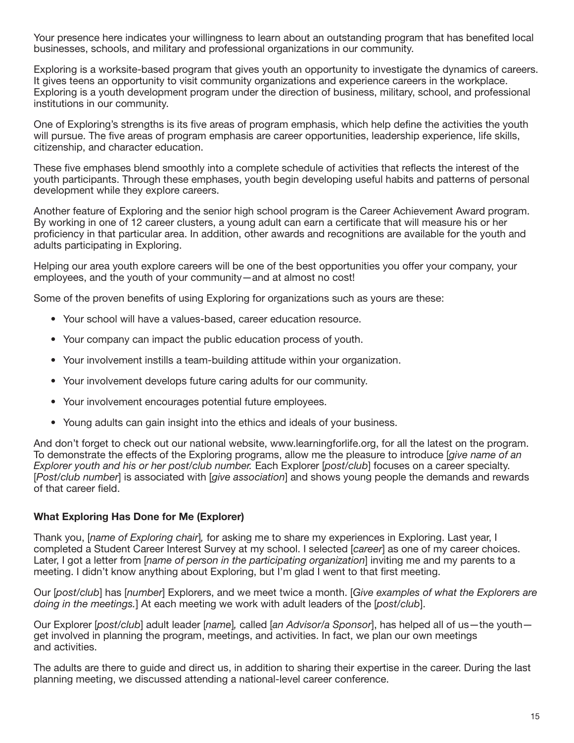Your presence here indicates your willingness to learn about an outstanding program that has benefited local businesses, schools, and military and professional organizations in our community.

Exploring is a worksite-based program that gives youth an opportunity to investigate the dynamics of careers. It gives teens an opportunity to visit community organizations and experience careers in the workplace. Exploring is a youth development program under the direction of business, military, school, and professional institutions in our community.

One of Exploring's strengths is its five areas of program emphasis, which help define the activities the youth will pursue. The five areas of program emphasis are career opportunities, leadership experience, life skills, citizenship, and character education.

These five emphases blend smoothly into a complete schedule of activities that reflects the interest of the youth participants. Through these emphases, youth begin developing useful habits and patterns of personal development while they explore careers.

Another feature of Exploring and the senior high school program is the Career Achievement Award program. By working in one of 12 career clusters, a young adult can earn a certificate that will measure his or her proficiency in that particular area. In addition, other awards and recognitions are available for the youth and adults participating in Exploring.

Helping our area youth explore careers will be one of the best opportunities you offer your company, your employees, and the youth of your community—and at almost no cost!

Some of the proven benefits of using Exploring for organizations such as yours are these:

- Your school will have a values-based, career education resource.
- Your company can impact the public education process of youth.
- Your involvement instills a team-building attitude within your organization.
- Your involvement develops future caring adults for our community.
- Your involvement encourages potential future employees.
- Young adults can gain insight into the ethics and ideals of your business.

And don't forget to check out our national website, www.learningforlife.org, for all the latest on the program. To demonstrate the effects of the Exploring programs, allow me the pleasure to introduce [*give name of an Explorer youth and his or her post/club number.* Each Explorer [*post/club*] focuses on a career specialty. [*Post/club number*] is associated with [*give association*] and shows young people the demands and rewards of that career field.

**What Exploring Has Done for Me (Explorer)**

Thank you, [*name of Exploring chair*]*,* for asking me to share my experiences in Exploring. Last year, I completed a Student Career Interest Survey at my school. I selected [*career*] as one of my career choices. Later, I got a letter from [*name of person in the participating organization*] inviting me and my parents to a meeting. I didn't know anything about Exploring, but I'm glad I went to that first meeting.

Our [*post/club*] has [*number*] Explorers, and we meet twice a month. [*Give examples of what the Explorers are doing in the meetings.*] At each meeting we work with adult leaders of the [*post/club*].

Our Explorer [*post/club*] adult leader [*name*]*,* called [*an Advisor/a Sponsor*], has helped all of us—the youth—get involved in planning the program, meetings, and activities. In fact, we plan our own meetings and activities.

The adults are there to guide and direct us, in addition to sharing their expertise in the career. During the last planning meeting, we discussed attending a national-level career conference.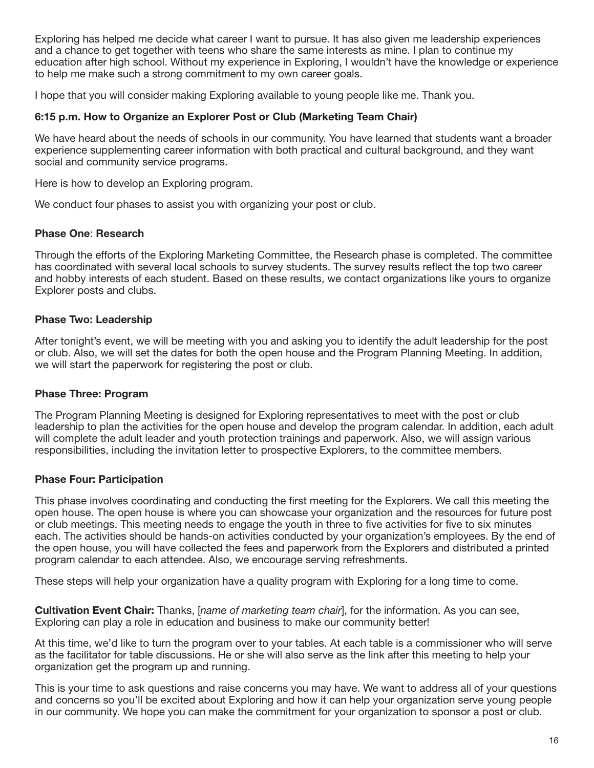Exploring has helped me decide what career I want to pursue. It has also given me leadership experiences and a chance to get together with teens who share the same interests as mine. I plan to continue my education after high school. Without my experience in Exploring, I wouldn't have the knowledge or experience to help me make such a strong commitment to my own career goals.

I hope that you will consider making Exploring available to young people like me. Thank you.

**6:15 p.m. How to Organize an Explorer Post or Club (Marketing Team Chair)**

We have heard about the needs of schools in our community. You have learned that students want a broader experience supplementing career information with both practical and cultural background, and they want social and community service programs.

Here is how to develop an Exploring program.

We conduct four phases to assist you with organizing your post or club.

**Phase One**: **Research**

Through the efforts of the Exploring Marketing Committee, the Research phase is completed. The committee has coordinated with several local schools to survey students. The survey results reflect the top two career and hobby interests of each student. Based on these results, we contact organizations like yours to organize Explorer posts and clubs.

**Phase Two: Leadership**

After tonight's event, we will be meeting with you and asking you to identify the adult leadership for the post or club. Also, we will set the dates for both the open house and the Program Planning Meeting. In addition, we will start the paperwork for registering the post or club.

**Phase Three: Program**

The Program Planning Meeting is designed for Exploring representatives to meet with the post or club leadership to plan the activities for the open house and develop the program calendar. In addition, each adult will complete the adult leader and youth protection trainings and paperwork. Also, we will assign various responsibilities, including the invitation letter to prospective Explorers, to the committee members.

**Phase Four: Participation**

This phase involves coordinating and conducting the first meeting for the Explorers. We call this meeting the open house. The open house is where you can showcase your organization and the resources for future post or club meetings. This meeting needs to engage the youth in three to five activities for five to six minutes each. The activities should be hands-on activities conducted by your organization's employees. By the end of the open house, you will have collected the fees and paperwork from the Explorers and distributed a printed program calendar to each attendee. Also, we encourage serving refreshments.

These steps will help your organization have a quality program with Exploring for a long time to come.

**Cultivation Event Chair:** Thanks, [*name of marketing team chair*], for the information. As you can see, Exploring can play a role in education and business to make our community better!

At this time, we'd like to turn the program over to your tables. At each table is a commissioner who will serve as the facilitator for table discussions. He or she will also serve as the link after this meeting to help your organization get the program up and running.

This is your time to ask questions and raise concerns you may have. We want to address all of your questions and concerns so you'll be excited about Exploring and how it can help your organization serve young people in our community. We hope you can make the commitment for your organization to sponsor a post or club.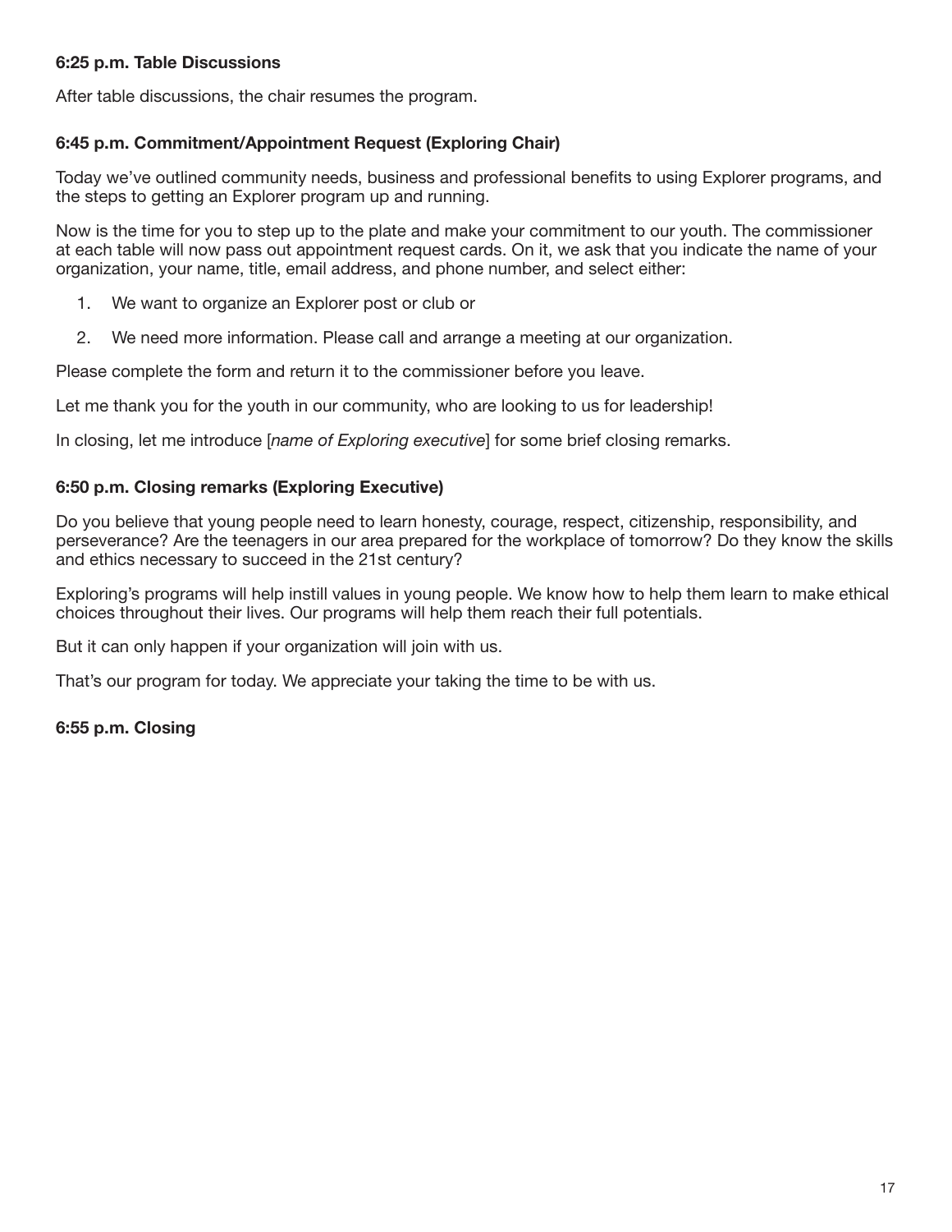**6:25 p.m. Table Discussions**

After table discussions, the chair resumes the program.

**6:45 p.m. Commitment/Appointment Request (Exploring Chair)**

Today we've outlined community needs, business and professional benefits to using Explorer programs, and the steps to getting an Explorer program up and running.

Now is the time for you to step up to the plate and make your commitment to our youth. The commissioner at each table will now pass out appointment request cards. On it, we ask that you indicate the name of your organization, your name, title, email address, and phone number, and select either:

1. We want to organize an Explorer post or club or
2. We need more information. Please call and arrange a meeting at our organization.

Please complete the form and return it to the commissioner before you leave.

Let me thank you for the youth in our community, who are looking to us for leadership!

In closing, let me introduce [*name of Exploring executive*] for some brief closing remarks.

**6:50 p.m. Closing remarks (Exploring Executive)**

Do you believe that young people need to learn honesty, courage, respect, citizenship, responsibility, and perseverance? Are the teenagers in our area prepared for the workplace of tomorrow? Do they know the skills and ethics necessary to succeed in the 21st century?

Exploring's programs will help instill values in young people. We know how to help them learn to make ethical choices throughout their lives. Our programs will help them reach their full potentials.

But it can only happen if your organization will join with us.

That's our program for today. We appreciate your taking the time to be with us.

**6:55 p.m. Closing**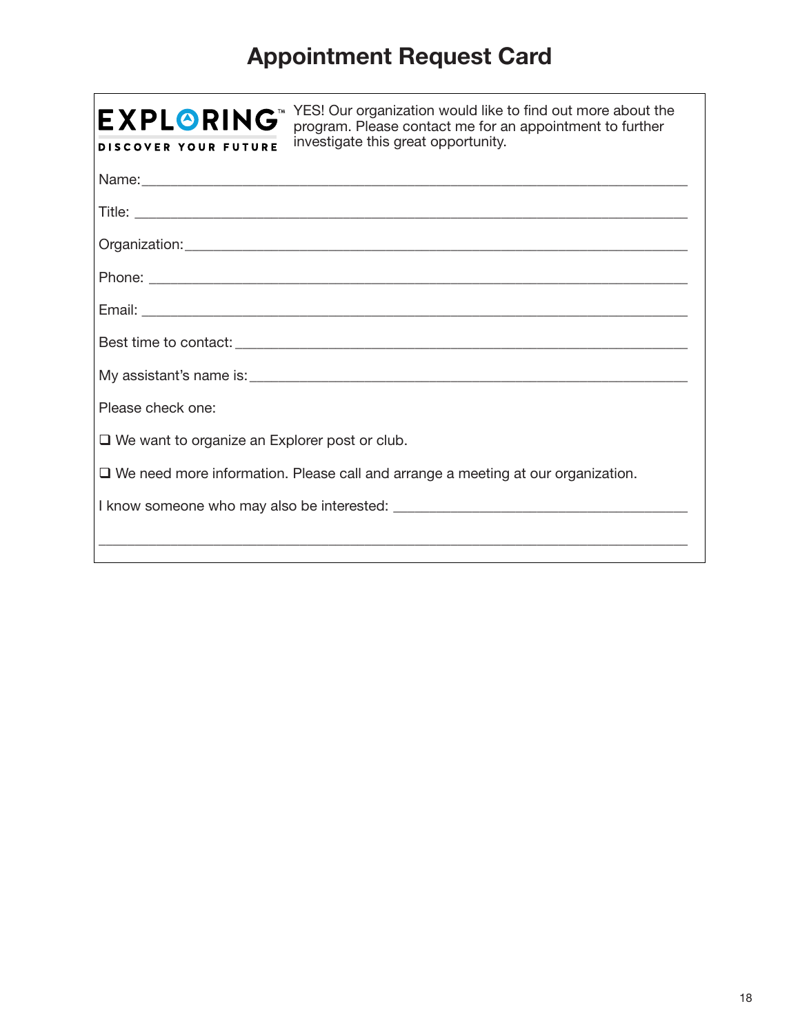# Appointment Request Card

**EXPLORING**™
DISCOVER YOUR FUTURE

YES! Our organization would like to find out more about the program. Please contact me for an appointment to further investigate this great opportunity.

Name: ___________________________________________________________________________

Title: ___________________________________________________________________________

Organization: _____________________________________________________________________

Phone: ___________________________________________________________________________

Email: ___________________________________________________________________________

Best time to contact: _______________________________________________________________

My assistant's name is: _____________________________________________________________

Please check one:

❑ We want to organize an Explorer post or club.

❑ We need more information. Please call and arrange a meeting at our organization.

I know someone who may also be interested: _______________________________________

___________________________________________________________________________________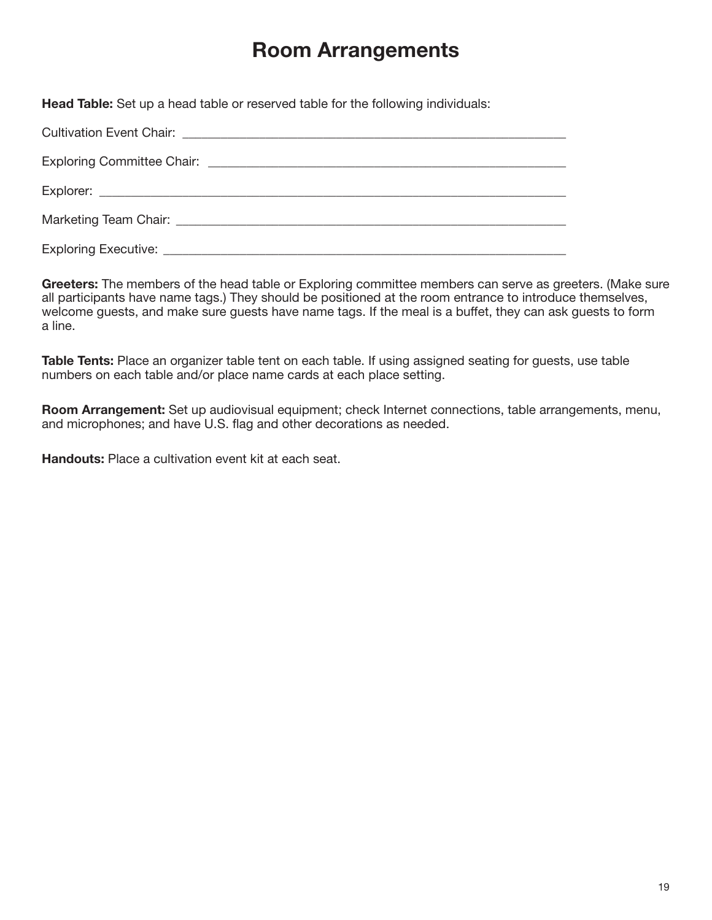# Room Arrangements

**Head Table:** Set up a head table or reserved table for the following individuals:

Cultivation Event Chair: ___________________________________________________________

Exploring Committee Chair: ________________________________________________________

Explorer: _________________________________________________________________________

Marketing Team Chair: _____________________________________________________________

Exploring Executive: ______________________________________________________________

**Greeters:** The members of the head table or Exploring committee members can serve as greeters. (Make sure all participants have name tags.) They should be positioned at the room entrance to introduce themselves, welcome guests, and make sure guests have name tags. If the meal is a buffet, they can ask guests to form a line.

**Table Tents:** Place an organizer table tent on each table. If using assigned seating for guests, use table numbers on each table and/or place name cards at each place setting.

**Room Arrangement:** Set up audiovisual equipment; check Internet connections, table arrangements, menu, and microphones; and have U.S. flag and other decorations as needed.

**Handouts:** Place a cultivation event kit at each seat.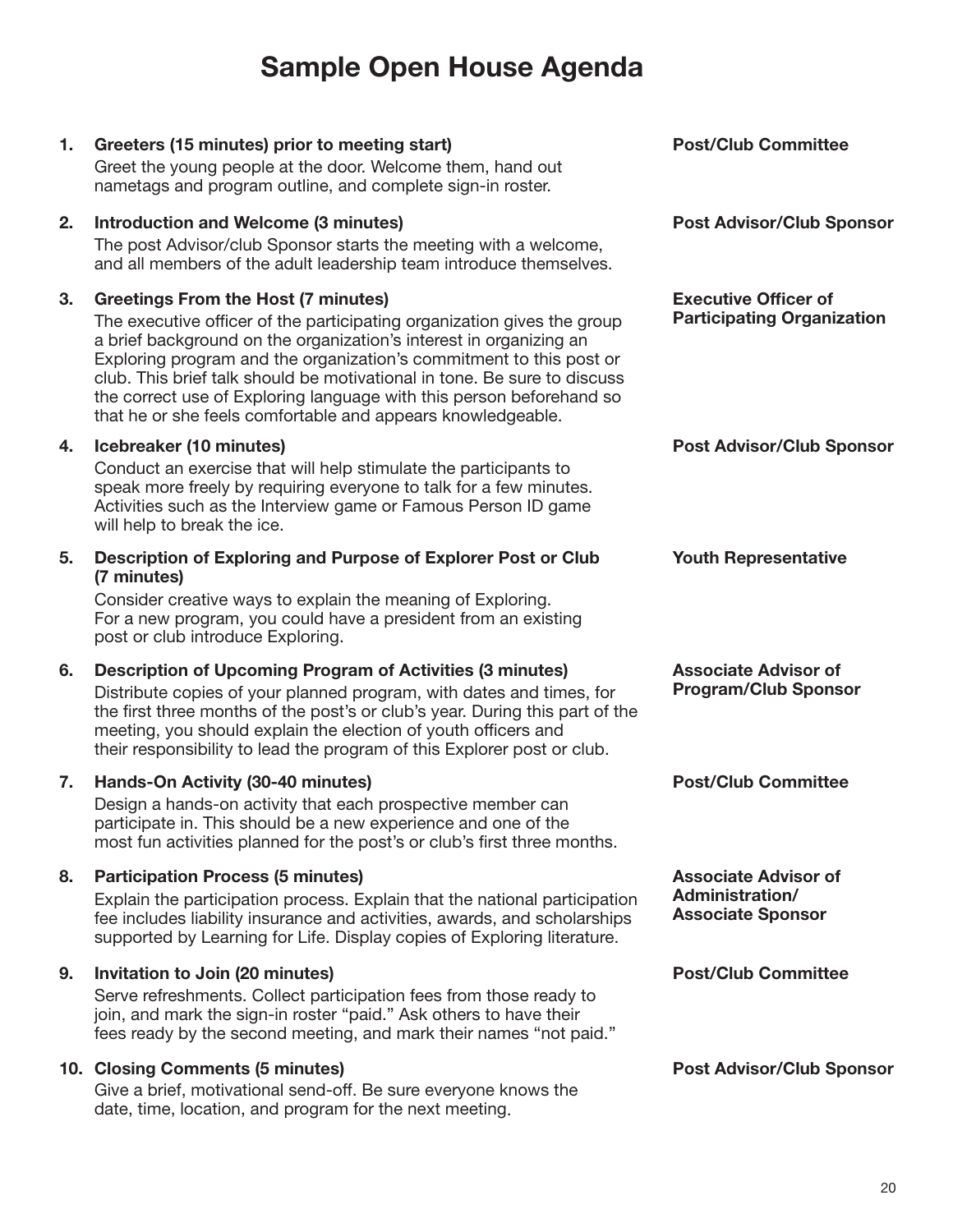# Sample Open House Agenda

1. **Greeters (15 minutes) prior to meeting start)** — **Post/Club Committee**
   Greet the young people at the door. Welcome them, hand out nametags and program outline, and complete sign-in roster.

2. **Introduction and Welcome (3 minutes)** — **Post Advisor/Club Sponsor**
   The post Advisor/club Sponsor starts the meeting with a welcome, and all members of the adult leadership team introduce themselves.

3. **Greetings From the Host (7 minutes)** — **Executive Officer of Participating Organization**
   The executive officer of the participating organization gives the group a brief background on the organization's interest in organizing an Exploring program and the organization's commitment to this post or club. This brief talk should be motivational in tone. Be sure to discuss the correct use of Exploring language with this person beforehand so that he or she feels comfortable and appears knowledgeable.

4. **Icebreaker (10 minutes)** — **Post Advisor/Club Sponsor**
   Conduct an exercise that will help stimulate the participants to speak more freely by requiring everyone to talk for a few minutes. Activities such as the Interview game or Famous Person ID game will help to break the ice.

5. **Description of Exploring and Purpose of Explorer Post or Club (7 minutes)** — **Youth Representative**
   Consider creative ways to explain the meaning of Exploring. For a new program, you could have a president from an existing post or club introduce Exploring.

6. **Description of Upcoming Program of Activities (3 minutes)** — **Associate Advisor of Program/Club Sponsor**
   Distribute copies of your planned program, with dates and times, for the first three months of the post's or club's year. During this part of the meeting, you should explain the election of youth officers and their responsibility to lead the program of this Explorer post or club.

7. **Hands-On Activity (30-40 minutes)** — **Post/Club Committee**
   Design a hands-on activity that each prospective member can participate in. This should be a new experience and one of the most fun activities planned for the post's or club's first three months.

8. **Participation Process (5 minutes)** — **Associate Advisor of Administration/ Associate Sponsor**
   Explain the participation process. Explain that the national participation fee includes liability insurance and activities, awards, and scholarships supported by Learning for Life. Display copies of Exploring literature.

9. **Invitation to Join (20 minutes)** — **Post/Club Committee**
   Serve refreshments. Collect participation fees from those ready to join, and mark the sign-in roster "paid." Ask others to have their fees ready by the second meeting, and mark their names "not paid."

10. **Closing Comments (5 minutes)** — **Post Advisor/Club Sponsor**
    Give a brief, motivational send-off. Be sure everyone knows the date, time, location, and program for the next meeting.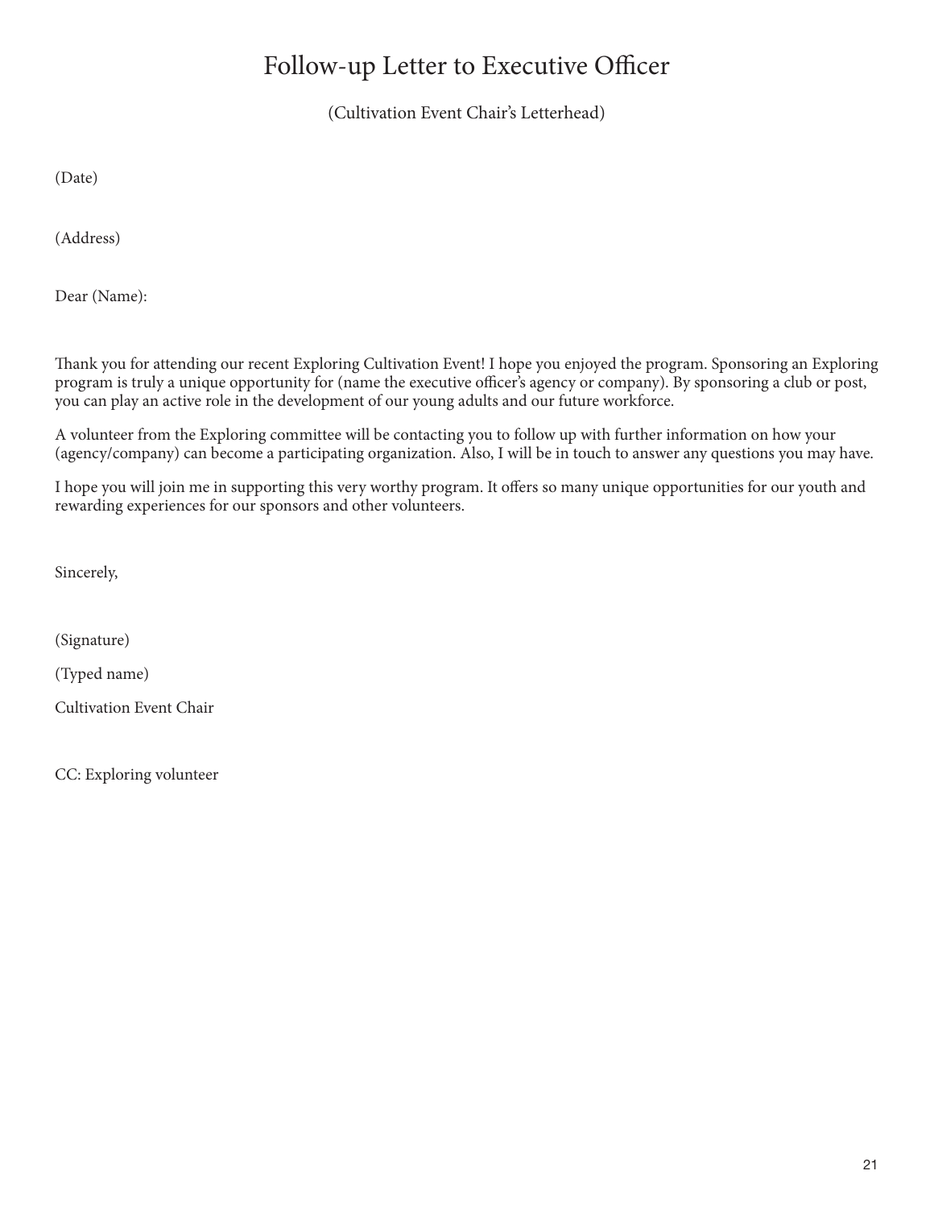# Follow-up Letter to Executive Officer

(Cultivation Event Chair's Letterhead)

(Date)

(Address)

Dear (Name):

Thank you for attending our recent Exploring Cultivation Event! I hope you enjoyed the program. Sponsoring an Exploring program is truly a unique opportunity for (name the executive officer's agency or company). By sponsoring a club or post, you can play an active role in the development of our young adults and our future workforce.

A volunteer from the Exploring committee will be contacting you to follow up with further information on how your (agency/company) can become a participating organization. Also, I will be in touch to answer any questions you may have.

I hope you will join me in supporting this very worthy program. It offers so many unique opportunities for our youth and rewarding experiences for our sponsors and other volunteers.

Sincerely,

(Signature)

(Typed name)

Cultivation Event Chair

CC: Exploring volunteer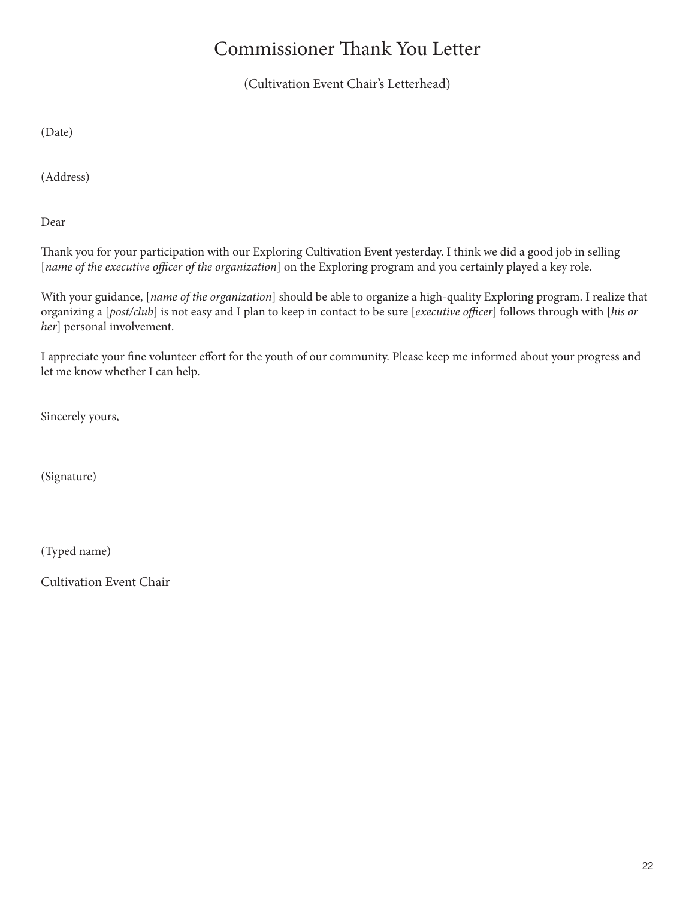# Commissioner Thank You Letter

(Cultivation Event Chair's Letterhead)

(Date)

(Address)

Dear

Thank you for your participation with our Exploring Cultivation Event yesterday. I think we did a good job in selling [*name of the executive officer of the organization*] on the Exploring program and you certainly played a key role.

With your guidance, [*name of the organization*] should be able to organize a high-quality Exploring program. I realize that organizing a [*post/club*] is not easy and I plan to keep in contact to be sure [*executive officer*] follows through with [*his or her*] personal involvement.

I appreciate your fine volunteer effort for the youth of our community. Please keep me informed about your progress and let me know whether I can help.

Sincerely yours,

(Signature)

(Typed name)

Cultivation Event Chair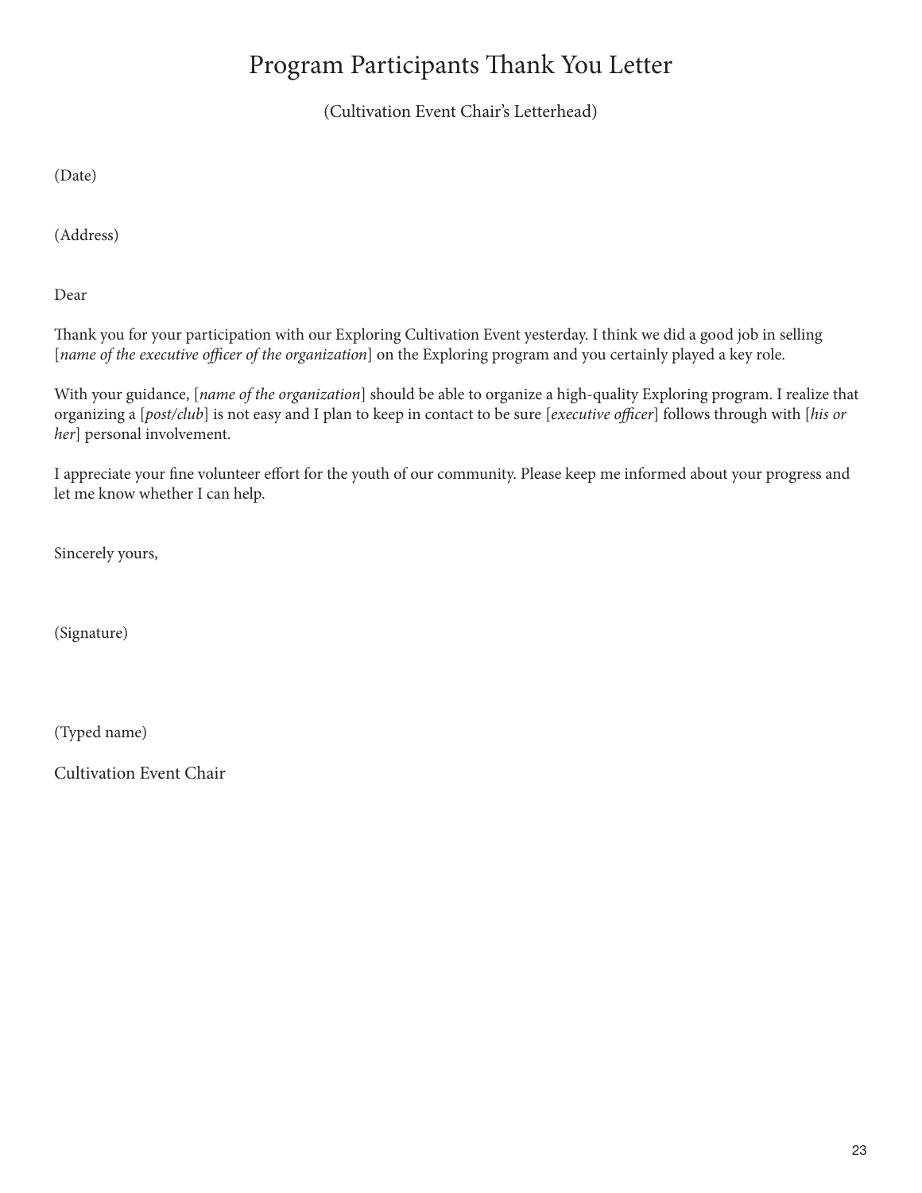# Program Participants Thank You Letter

(Cultivation Event Chair's Letterhead)

(Date)

(Address)

Dear

Thank you for your participation with our Exploring Cultivation Event yesterday. I think we did a good job in selling [*name of the executive officer of the organization*] on the Exploring program and you certainly played a key role.

With your guidance, [*name of the organization*] should be able to organize a high-quality Exploring program. I realize that organizing a [*post/club*] is not easy and I plan to keep in contact to be sure [*executive officer*] follows through with [*his or her*] personal involvement.

I appreciate your fine volunteer effort for the youth of our community. Please keep me informed about your progress and let me know whether I can help.

Sincerely yours,

(Signature)

(Typed name)

Cultivation Event Chair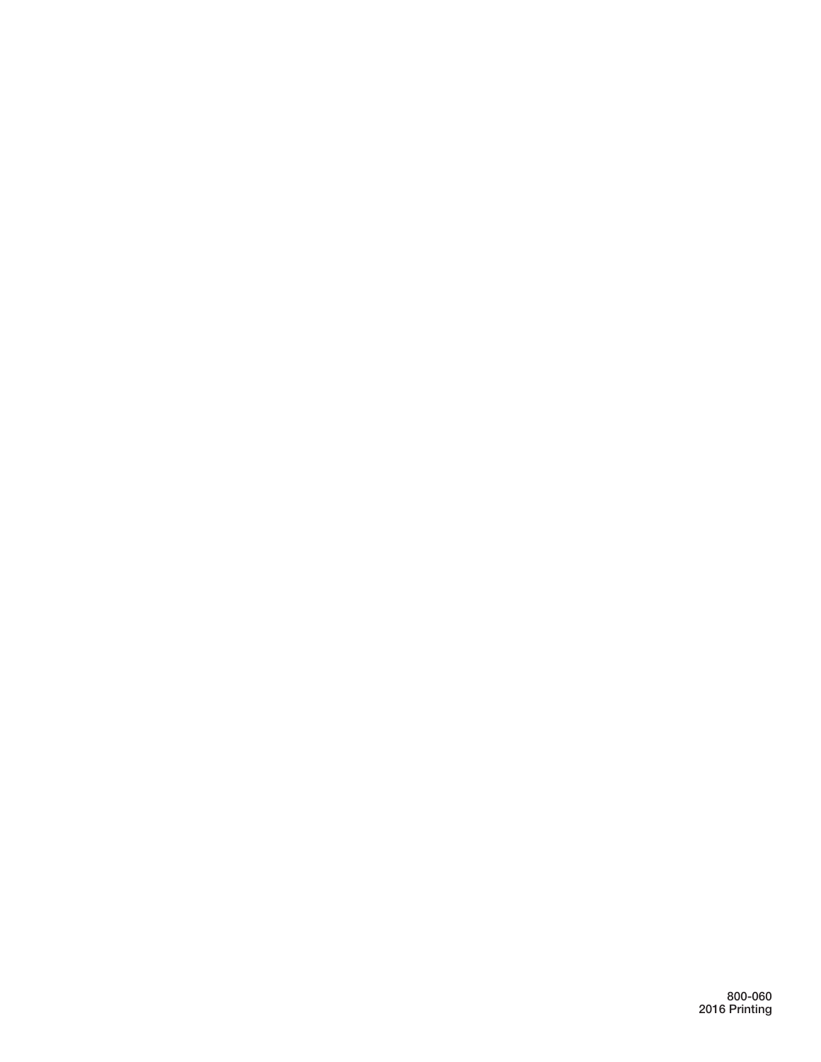800-060
2016 Printing